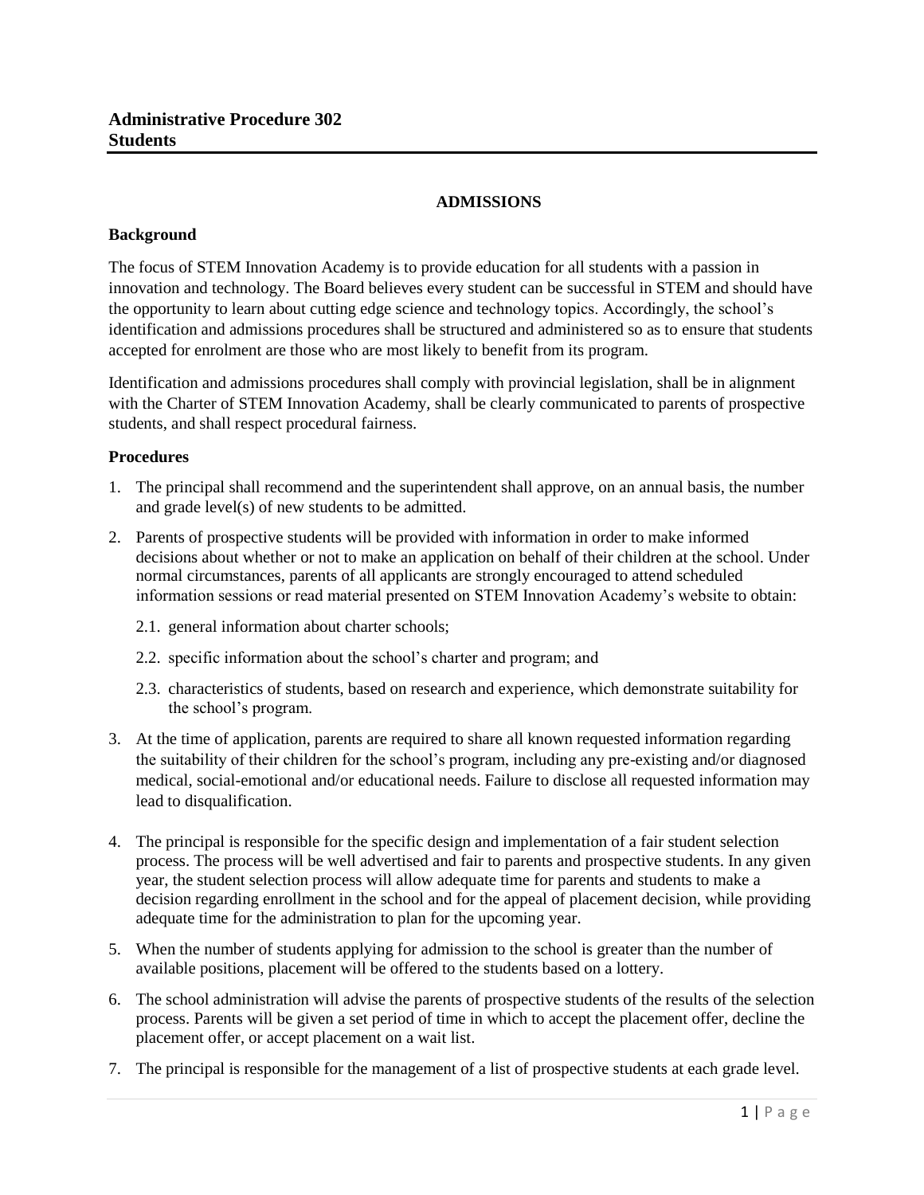**Administrative Procedure 302**
**Students**

## ADMISSIONS

### Background

The focus of STEM Innovation Academy is to provide education for all students with a passion in innovation and technology. The Board believes every student can be successful in STEM and should have the opportunity to learn about cutting edge science and technology topics. Accordingly, the school's identification and admissions procedures shall be structured and administered so as to ensure that students accepted for enrolment are those who are most likely to benefit from its program.

Identification and admissions procedures shall comply with provincial legislation, shall be in alignment with the Charter of STEM Innovation Academy, shall be clearly communicated to parents of prospective students, and shall respect procedural fairness.

### Procedures

1. The principal shall recommend and the superintendent shall approve, on an annual basis, the number and grade level(s) of new students to be admitted.
2. Parents of prospective students will be provided with information in order to make informed decisions about whether or not to make an application on behalf of their children at the school. Under normal circumstances, parents of all applicants are strongly encouraged to attend scheduled information sessions or read material presented on STEM Innovation Academy's website to obtain:
   - 2.1. general information about charter schools;
   - 2.2. specific information about the school's charter and program; and
   - 2.3. characteristics of students, based on research and experience, which demonstrate suitability for the school's program.
3. At the time of application, parents are required to share all known requested information regarding the suitability of their children for the school's program, including any pre-existing and/or diagnosed medical, social-emotional and/or educational needs. Failure to disclose all requested information may lead to disqualification.
4. The principal is responsible for the specific design and implementation of a fair student selection process. The process will be well advertised and fair to parents and prospective students. In any given year, the student selection process will allow adequate time for parents and students to make a decision regarding enrollment in the school and for the appeal of placement decision, while providing adequate time for the administration to plan for the upcoming year.
5. When the number of students applying for admission to the school is greater than the number of available positions, placement will be offered to the students based on a lottery.
6. The school administration will advise the parents of prospective students of the results of the selection process. Parents will be given a set period of time in which to accept the placement offer, decline the placement offer, or accept placement on a wait list.
7. The principal is responsible for the management of a list of prospective students at each grade level.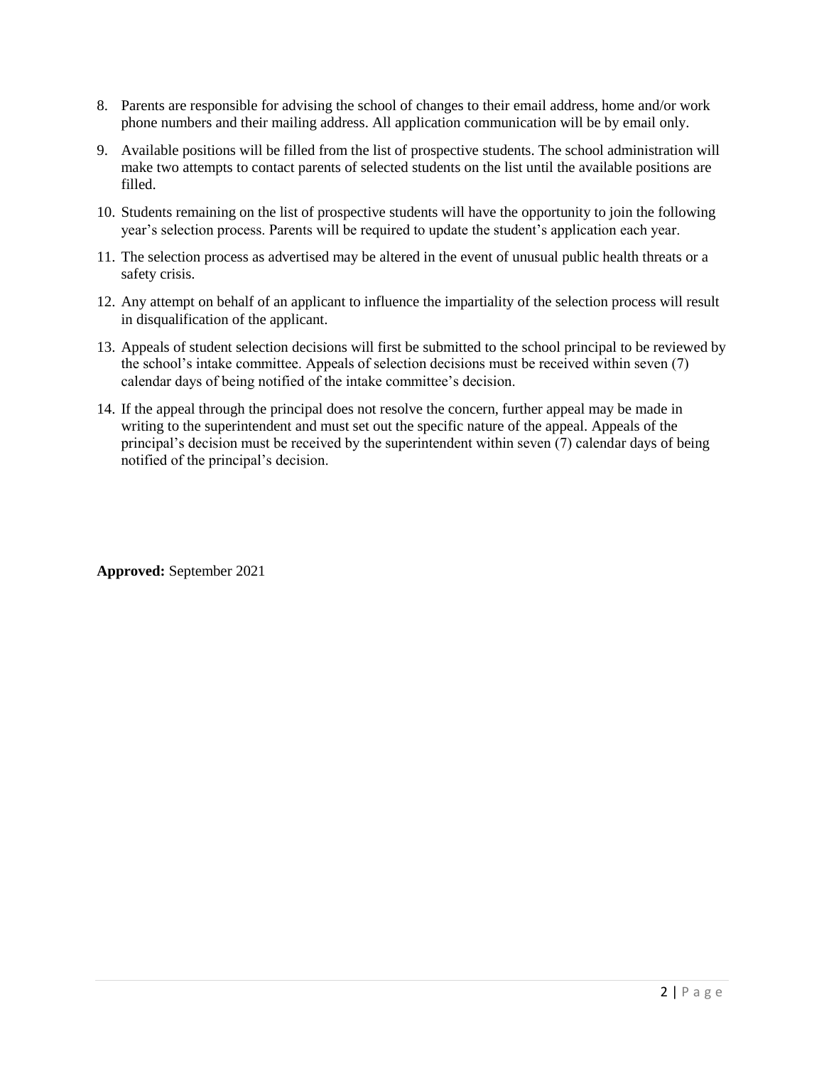8. Parents are responsible for advising the school of changes to their email address, home and/or work phone numbers and their mailing address. All application communication will be by email only.
9. Available positions will be filled from the list of prospective students. The school administration will make two attempts to contact parents of selected students on the list until the available positions are filled.
10. Students remaining on the list of prospective students will have the opportunity to join the following year's selection process. Parents will be required to update the student's application each year.
11. The selection process as advertised may be altered in the event of unusual public health threats or a safety crisis.
12. Any attempt on behalf of an applicant to influence the impartiality of the selection process will result in disqualification of the applicant.
13. Appeals of student selection decisions will first be submitted to the school principal to be reviewed by the school's intake committee. Appeals of selection decisions must be received within seven (7) calendar days of being notified of the intake committee's decision.
14. If the appeal through the principal does not resolve the concern, further appeal may be made in writing to the superintendent and must set out the specific nature of the appeal. Appeals of the principal's decision must be received by the superintendent within seven (7) calendar days of being notified of the principal's decision.

**Approved:** September 2021